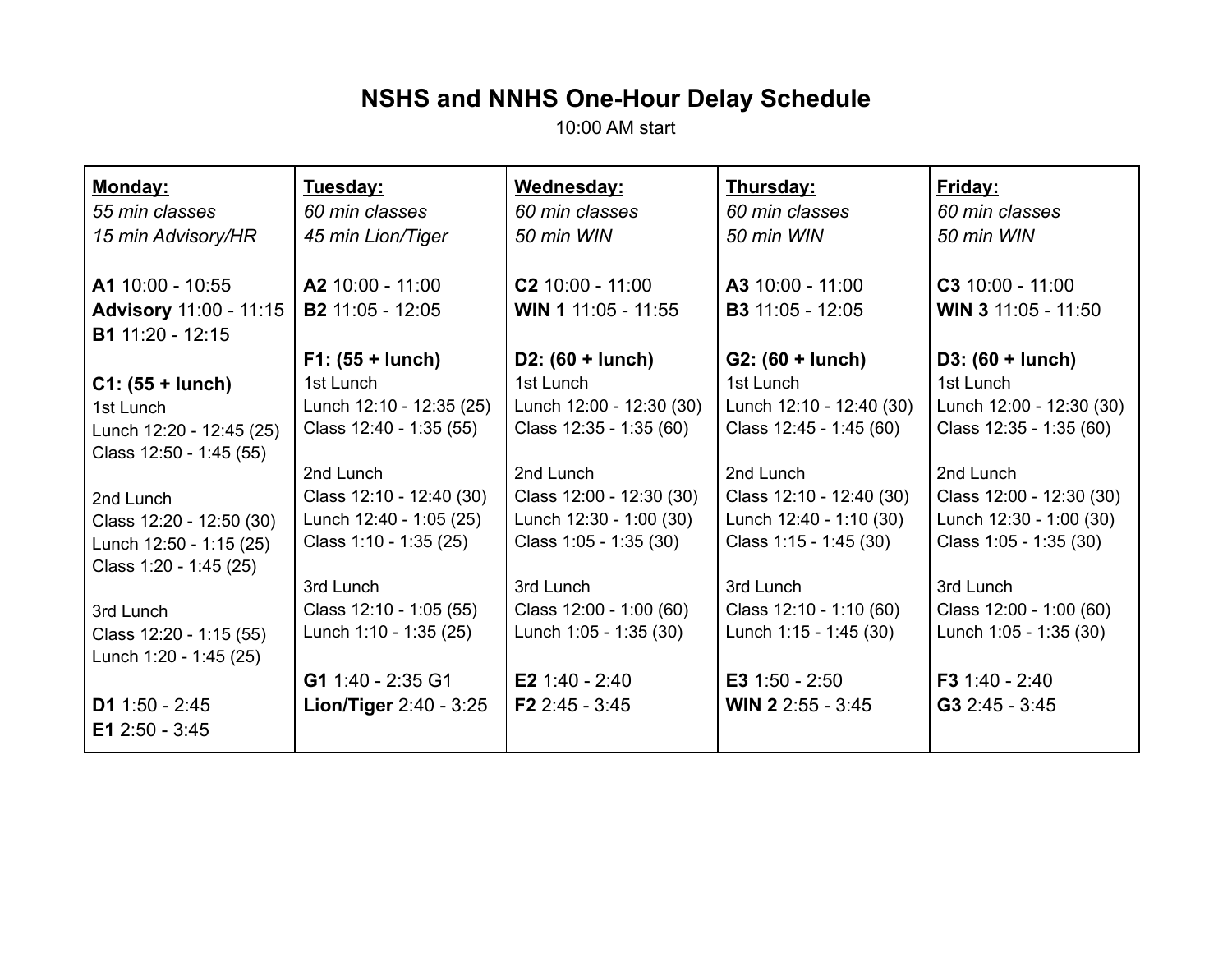# NSHS and NNHS One-Hour Delay Schedule

10:00 AM start

| **Monday:** | **Tuesday:** | **Wednesday:** | **Thursday:** | **Friday:** |
|---|---|---|---|---|
| *55 min classes*<br>*15 min Advisory/HR* | *60 min classes*<br>*45 min Lion/Tiger* | *60 min classes*<br>*50 min WIN* | *60 min classes*<br>*50 min WIN* | *60 min classes*<br>*50 min WIN* |
| **A1** 10:00 - 10:55<br>**Advisory** 11:00 - 11:15<br>**B1** 11:20 - 12:15 | **A2** 10:00 - 11:00<br>**B2** 11:05 - 12:05 | **C2** 10:00 - 11:00<br>**WIN 1** 11:05 - 11:55 | **A3** 10:00 - 11:00<br>**B3** 11:05 - 12:05 | **C3** 10:00 - 11:00<br>**WIN 3** 11:05 - 11:50 |
| **C1: (55 + lunch)**<br>1st Lunch<br>Lunch 12:20 - 12:45 (25)<br>Class 12:50 - 1:45 (55) | **F1: (55 + lunch)**<br>1st Lunch<br>Lunch 12:10 - 12:35 (25)<br>Class 12:40 - 1:35 (55) | **D2: (60 + lunch)**<br>1st Lunch<br>Lunch 12:00 - 12:30 (30)<br>Class 12:35 - 1:35 (60) | **G2: (60 + lunch)**<br>1st Lunch<br>Lunch 12:10 - 12:40 (30)<br>Class 12:45 - 1:45 (60) | **D3: (60 + lunch)**<br>1st Lunch<br>Lunch 12:00 - 12:30 (30)<br>Class 12:35 - 1:35 (60) |
| 2nd Lunch<br>Class 12:20 - 12:50 (30)<br>Lunch 12:50 - 1:15 (25)<br>Class 1:20 - 1:45 (25) | 2nd Lunch<br>Class 12:10 - 12:40 (30)<br>Lunch 12:40 - 1:05 (25)<br>Class 1:10 - 1:35 (25) | 2nd Lunch<br>Class 12:00 - 12:30 (30)<br>Lunch 12:30 - 1:00 (30)<br>Class 1:05 - 1:35 (30) | 2nd Lunch<br>Class 12:10 - 12:40 (30)<br>Lunch 12:40 - 1:10 (30)<br>Class 1:15 - 1:45 (30) | 2nd Lunch<br>Class 12:00 - 12:30 (30)<br>Lunch 12:30 - 1:00 (30)<br>Class 1:05 - 1:35 (30) |
| 3rd Lunch<br>Class 12:20 - 1:15 (55)<br>Lunch 1:20 - 1:45 (25) | 3rd Lunch<br>Class 12:10 - 1:05 (55)<br>Lunch 1:10 - 1:35 (25) | 3rd Lunch<br>Class 12:00 - 1:00 (60)<br>Lunch 1:05 - 1:35 (30) | 3rd Lunch<br>Class 12:10 - 1:10 (60)<br>Lunch 1:15 - 1:45 (30) | 3rd Lunch<br>Class 12:00 - 1:00 (60)<br>Lunch 1:05 - 1:35 (30) |
| **D1** 1:50 - 2:45<br>**E1** 2:50 - 3:45 | **G1** 1:40 - 2:35 G1<br>**Lion/Tiger** 2:40 - 3:25 | **E2** 1:40 - 2:40<br>**F2** 2:45 - 3:45 | **E3** 1:50 - 2:50<br>**WIN 2** 2:55 - 3:45 | **F3** 1:40 - 2:40<br>**G3** 2:45 - 3:45 |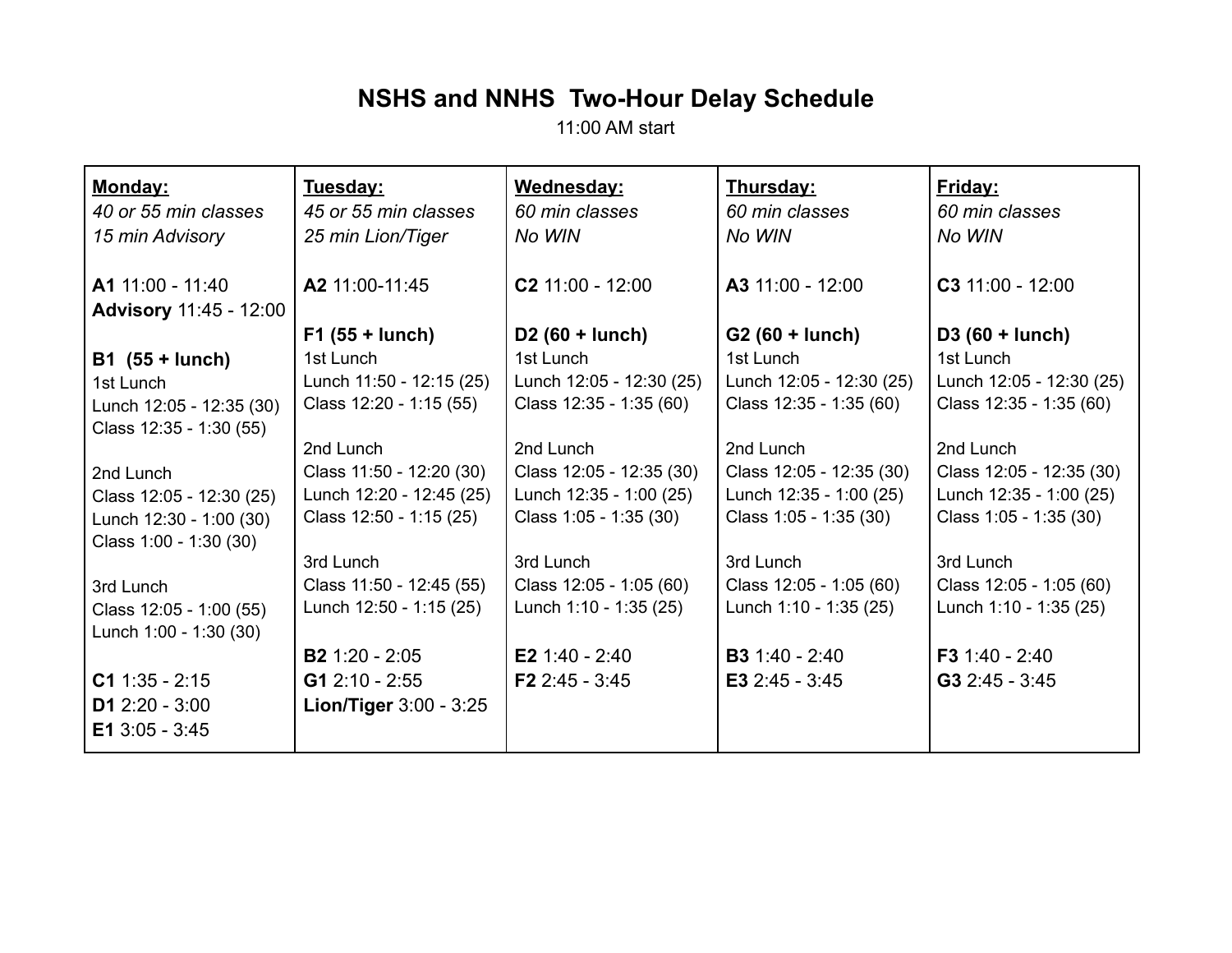# NSHS and NNHS Two-Hour Delay Schedule

11:00 AM start

| **Monday:** | **Tuesday:** | **Wednesday:** | **Thursday:** | **Friday:** |
|---|---|---|---|---|
| *40 or 55 min classes*<br>*15 min Advisory* | *45 or 55 min classes*<br>*25 min Lion/Tiger* | *60 min classes*<br>*No WIN* | *60 min classes*<br>*No WIN* | *60 min classes*<br>*No WIN* |
| **A1** 11:00 - 11:40<br>**Advisory** 11:45 - 12:00 | **A2** 11:00-11:45 | **C2** 11:00 - 12:00 | **A3** 11:00 - 12:00 | **C3** 11:00 - 12:00 |
| **B1 (55 + lunch)**<br>1st Lunch<br>Lunch 12:05 - 12:35 (30)<br>Class 12:35 - 1:30 (55) | **F1 (55 + lunch)**<br>1st Lunch<br>Lunch 11:50 - 12:15 (25)<br>Class 12:20 - 1:15 (55) | **D2 (60 + lunch)**<br>1st Lunch<br>Lunch 12:05 - 12:30 (25)<br>Class 12:35 - 1:35 (60) | **G2 (60 + lunch)**<br>1st Lunch<br>Lunch 12:05 - 12:30 (25)<br>Class 12:35 - 1:35 (60) | **D3 (60 + lunch)**<br>1st Lunch<br>Lunch 12:05 - 12:30 (25)<br>Class 12:35 - 1:35 (60) |
| 2nd Lunch<br>Class 12:05 - 12:30 (25)<br>Lunch 12:30 - 1:00 (30)<br>Class 1:00 - 1:30 (30) | 2nd Lunch<br>Class 11:50 - 12:20 (30)<br>Lunch 12:20 - 12:45 (25)<br>Class 12:50 - 1:15 (25) | 2nd Lunch<br>Class 12:05 - 12:35 (30)<br>Lunch 12:35 - 1:00 (25)<br>Class 1:05 - 1:35 (30) | 2nd Lunch<br>Class 12:05 - 12:35 (30)<br>Lunch 12:35 - 1:00 (25)<br>Class 1:05 - 1:35 (30) | 2nd Lunch<br>Class 12:05 - 12:35 (30)<br>Lunch 12:35 - 1:00 (25)<br>Class 1:05 - 1:35 (30) |
| 3rd Lunch<br>Class 12:05 - 1:00 (55)<br>Lunch 1:00 - 1:30 (30) | 3rd Lunch<br>Class 11:50 - 12:45 (55)<br>Lunch 12:50 - 1:15 (25) | 3rd Lunch<br>Class 12:05 - 1:05 (60)<br>Lunch 1:10 - 1:35 (25) | 3rd Lunch<br>Class 12:05 - 1:05 (60)<br>Lunch 1:10 - 1:35 (25) | 3rd Lunch<br>Class 12:05 - 1:05 (60)<br>Lunch 1:10 - 1:35 (25) |
| **C1** 1:35 - 2:15<br>**D1** 2:20 - 3:00<br>**E1** 3:05 - 3:45 | **B2** 1:20 - 2:05<br>**G1** 2:10 - 2:55<br>**Lion/Tiger** 3:00 - 3:25 | **E2** 1:40 - 2:40<br>**F2** 2:45 - 3:45 | **B3** 1:40 - 2:40<br>**E3** 2:45 - 3:45 | **F3** 1:40 - 2:40<br>**G3** 2:45 - 3:45 |